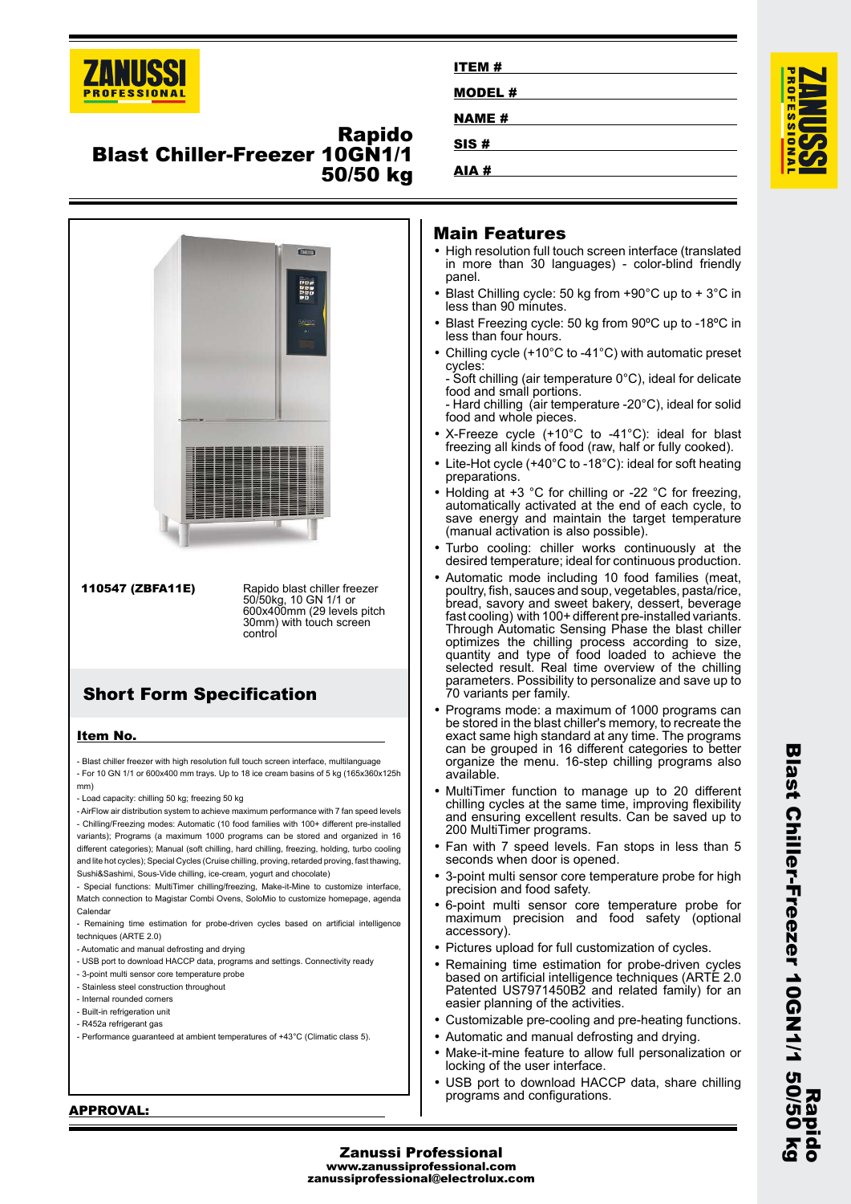# Rapido Blast Chiller-Freezer 10GN1/1 50/50 kg

**ITEM #**

**MODEL #**

**NAME #**

**SIS #**

**AIA #**

**110547 (ZBFA11E)** — Rapido blast chiller freezer 50/50kg, 10 GN 1/1 or 600x400mm (29 levels pitch 30mm) with touch screen control

## Short Form Specification

**Item No.**

- Blast chiller freezer with high resolution full touch screen interface, multilanguage
- For 10 GN 1/1 or 600x400 mm trays. Up to 18 ice cream basins of 5 kg (165x360x125h mm)
- Load capacity: chilling 50 kg; freezing 50 kg
- AirFlow air distribution system to achieve maximum performance with 7 fan speed levels
- Chilling/Freezing modes: Automatic (10 food families with 100+ different pre-installed variants); Programs (a maximum 1000 programs can be stored and organized in 16 different categories); Manual (soft chilling, hard chilling, freezing, holding, turbo cooling and lite hot cycles); Special Cycles (Cruise chilling, proving, retarded proving, fast thawing, Sushi&Sashimi, Sous-Vide chilling, ice-cream, yogurt and chocolate)
- Special functions: MultiTimer chilling/freezing, Make-it-Mine to customize interface, Match connection to Magistar Combi Ovens, SoloMio to customize homepage, agenda Calendar
- Remaining time estimation for probe-driven cycles based on artificial intelligence techniques (ARTE 2.0)
- Automatic and manual defrosting and drying
- USB port to download HACCP data, programs and settings. Connectivity ready
- 3-point multi sensor core temperature probe
- Stainless steel construction throughout
- Internal rounded corners
- Built-in refrigeration unit
- R452a refrigerant gas
- Performance guaranteed at ambient temperatures of +43°C (Climatic class 5).

**APPROVAL:**

## Main Features

- High resolution full touch screen interface (translated in more than 30 languages) - color-blind friendly panel.
- Blast Chilling cycle: 50 kg from +90°C up to + 3°C in less than 90 minutes.
- Blast Freezing cycle: 50 kg from 90ºC up to -18ºC in less than four hours.
- Chilling cycle (+10°C to -41°C) with automatic preset cycles:
  - Soft chilling (air temperature 0°C), ideal for delicate food and small portions.
  - Hard chilling (air temperature -20°C), ideal for solid food and whole pieces.
- X-Freeze cycle (+10°C to -41°C): ideal for blast freezing all kinds of food (raw, half or fully cooked).
- Lite-Hot cycle (+40°C to -18°C): ideal for soft heating preparations.
- Holding at +3 °C for chilling or -22 °C for freezing, automatically activated at the end of each cycle, to save energy and maintain the target temperature (manual activation is also possible).
- Turbo cooling: chiller works continuously at the desired temperature; ideal for continuous production.
- Automatic mode including 10 food families (meat, poultry, fish, sauces and soup, vegetables, pasta/rice, bread, savory and sweet bakery, dessert, beverage fast cooling) with 100+ different pre-installed variants. Through Automatic Sensing Phase the blast chiller optimizes the chilling process according to size, quantity and type of food loaded to achieve the selected result. Real time overview of the chilling parameters. Possibility to personalize and save up to 70 variants per family.
- Programs mode: a maximum of 1000 programs can be stored in the blast chiller's memory, to recreate the exact same high standard at any time. The programs can be grouped in 16 different categories to better organize the menu. 16-step chilling programs also available.
- MultiTimer function to manage up to 20 different chilling cycles at the same time, improving flexibility and ensuring excellent results. Can be saved up to 200 MultiTimer programs.
- Fan with 7 speed levels. Fan stops in less than 5 seconds when door is opened.
- 3-point multi sensor core temperature probe for high precision and food safety.
- 6-point multi sensor core temperature probe for maximum precision and food safety (optional accessory).
- Pictures upload for full customization of cycles.
- Remaining time estimation for probe-driven cycles based on artificial intelligence techniques (ARTE 2.0 Patented US7971450B2 and related family) for an easier planning of the activities.
- Customizable pre-cooling and pre-heating functions.
- Automatic and manual defrosting and drying.
- Make-it-mine feature to allow full personalization or locking of the user interface.
- USB port to download HACCP data, share chilling programs and configurations.

**Zanussi Professional**
www.zanussiprofessional.com
zanussiprofessional@electrolux.com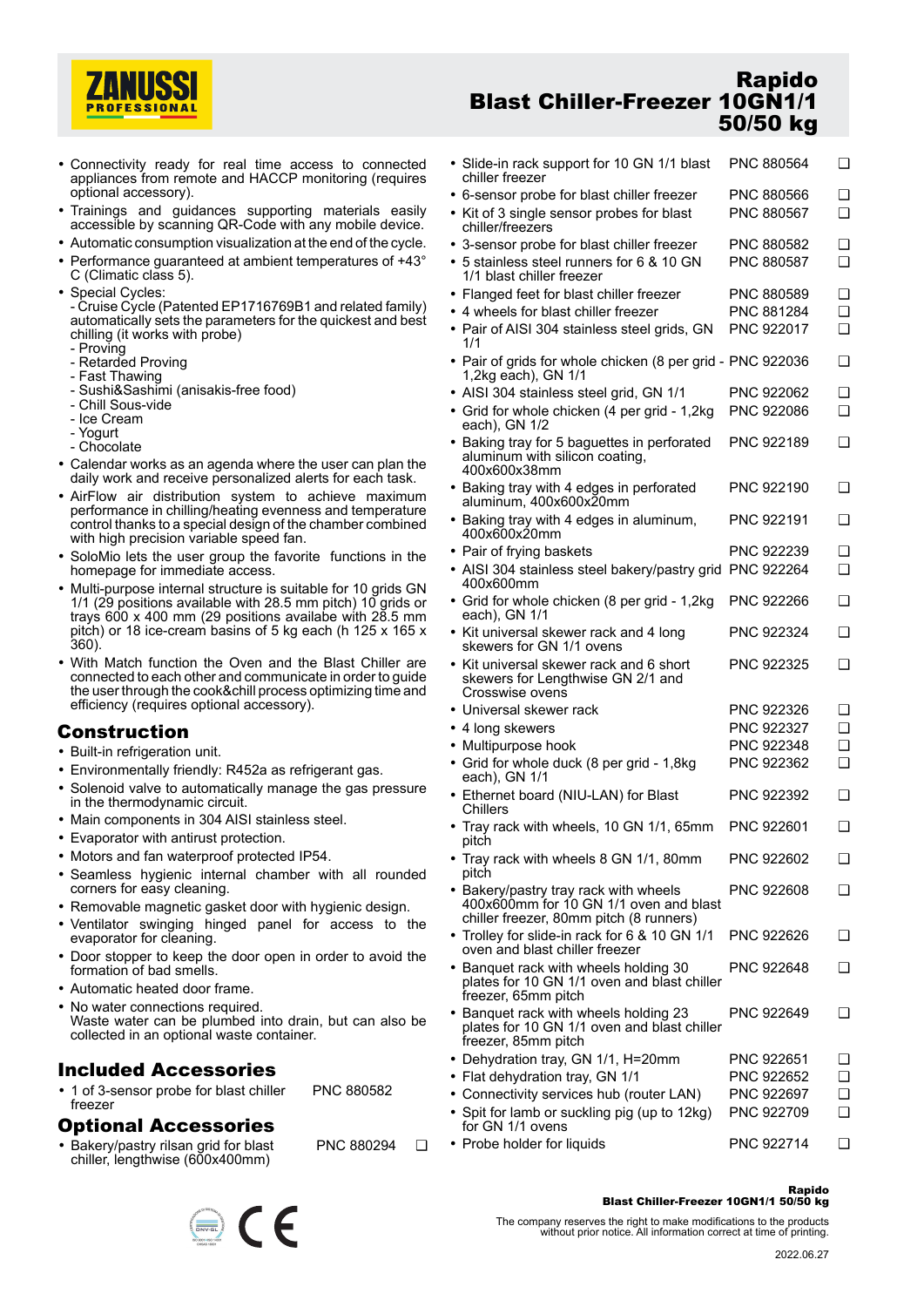# Rapido Blast Chiller-Freezer 10GN1/1 50/50 kg

- Connectivity ready for real time access to connected appliances from remote and HACCP monitoring (requires optional accessory).
- Trainings and guidances supporting materials easily accessible by scanning QR-Code with any mobile device.
- Automatic consumption visualization at the end of the cycle.
- Performance guaranteed at ambient temperatures of +43° C (Climatic class 5).
- Special Cycles:
  - Cruise Cycle (Patented EP1716769B1 and related family) automatically sets the parameters for the quickest and best chilling (it works with probe)
  - Proving
  - Retarded Proving
  - Fast Thawing
  - Sushi&Sashimi (anisakis-free food)
  - Chill Sous-vide
  - Ice Cream
  - Yogurt
  - Chocolate
- Calendar works as an agenda where the user can plan the daily work and receive personalized alerts for each task.
- AirFlow air distribution system to achieve maximum performance in chilling/heating evenness and temperature control thanks to a special design of the chamber combined with high precision variable speed fan.
- SoloMio lets the user group the favorite functions in the homepage for immediate access.
- Multi-purpose internal structure is suitable for 10 grids GN 1/1 (29 positions available with 28.5 mm pitch) 10 grids or trays 600 x 400 mm (29 positions availabe with 28.5 mm pitch) or 18 ice-cream basins of 5 kg each (h 125 x 165 x 360).
- With Match function the Oven and the Blast Chiller are connected to each other and communicate in order to guide the user through the cook&chill process optimizing time and efficiency (requires optional accessory).

## Construction

- Built-in refrigeration unit.
- Environmentally friendly: R452a as refrigerant gas.
- Solenoid valve to automatically manage the gas pressure in the thermodynamic circuit.
- Main components in 304 AISI stainless steel.
- Evaporator with antirust protection.
- Motors and fan waterproof protected IP54.
- Seamless hygienic internal chamber with all rounded corners for easy cleaning.
- Removable magnetic gasket door with hygienic design.
- Ventilator swinging hinged panel for access to the evaporator for cleaning.
- Door stopper to keep the door open in order to avoid the formation of bad smells.
- Automatic heated door frame.
- No water connections required. Waste water can be plumbed into drain, but can also be collected in an optional waste container.

## Included Accessories

- 1 of 3-sensor probe for blast chiller freezer — PNC 880582

## Optional Accessories

- Bakery/pastry rilsan grid for blast chiller, lengthwise (600x400mm) — PNC 880294 ❑
- Slide-in rack support for 10 GN 1/1 blast chiller freezer — PNC 880564 ❑
- 6-sensor probe for blast chiller freezer — PNC 880566 ❑
- Kit of 3 single sensor probes for blast chiller/freezers — PNC 880567 ❑
- 3-sensor probe for blast chiller freezer — PNC 880582 ❑
- 5 stainless steel runners for 6 & 10 GN 1/1 blast chiller freezer — PNC 880587 ❑
- Flanged feet for blast chiller freezer — PNC 880589 ❑
- 4 wheels for blast chiller freezer — PNC 881284 ❑
- Pair of AISI 304 stainless steel grids, GN 1/1 — PNC 922017 ❑
- Pair of grids for whole chicken (8 per grid - 1,2kg each), GN 1/1 — PNC 922036 ❑
- AISI 304 stainless steel grid, GN 1/1 — PNC 922062 ❑
- Grid for whole chicken (4 per grid - 1,2kg each), GN 1/2 — PNC 922086 ❑
- Baking tray for 5 baguettes in perforated aluminum with silicon coating, 400x600x38mm — PNC 922189 ❑
- Baking tray with 4 edges in perforated aluminum, 400x600x20mm — PNC 922190 ❑
- Baking tray with 4 edges in aluminum, 400x600x20mm — PNC 922191 ❑
- Pair of frying baskets — PNC 922239 ❑
- AISI 304 stainless steel bakery/pastry grid 400x600mm — PNC 922264 ❑
- Grid for whole chicken (8 per grid - 1,2kg each), GN 1/1 — PNC 922266 ❑
- Kit universal skewer rack and 4 long skewers for GN 1/1 ovens — PNC 922324 ❑
- Kit universal skewer rack and 6 short skewers for Lengthwise GN 2/1 and Crosswise ovens — PNC 922325 ❑
- Universal skewer rack — PNC 922326 ❑
- 4 long skewers — PNC 922327 ❑
- Multipurpose hook — PNC 922348 ❑
- Grid for whole duck (8 per grid - 1,8kg each), GN 1/1 — PNC 922362 ❑
- Ethernet board (NIU-LAN) for Blast Chillers — PNC 922392 ❑
- Tray rack with wheels, 10 GN 1/1, 65mm pitch — PNC 922601 ❑
- Tray rack with wheels 8 GN 1/1, 80mm pitch — PNC 922602 ❑
- Bakery/pastry tray rack with wheels 400x600mm for 10 GN 1/1 oven and blast chiller freezer, 80mm pitch (8 runners) — PNC 922608 ❑
- Trolley for slide-in rack for 6 & 10 GN 1/1 oven and blast chiller freezer — PNC 922626 ❑
- Banquet rack with wheels holding 30 plates for 10 GN 1/1 oven and blast chiller freezer, 65mm pitch — PNC 922648 ❑
- Banquet rack with wheels holding 23 plates for 10 GN 1/1 oven and blast chiller freezer, 85mm pitch — PNC 922649 ❑
- Dehydration tray, GN 1/1, H=20mm — PNC 922651 ❑
- Flat dehydration tray, GN 1/1 — PNC 922652 ❑
- Connectivity services hub (router LAN) — PNC 922697 ❑
- Spit for lamb or suckling pig (up to 12kg) for GN 1/1 ovens — PNC 922709 ❑
- Probe holder for liquids — PNC 922714 ❑

The company reserves the right to make modifications to the products without prior notice. All information correct at time of printing.

2022.06.27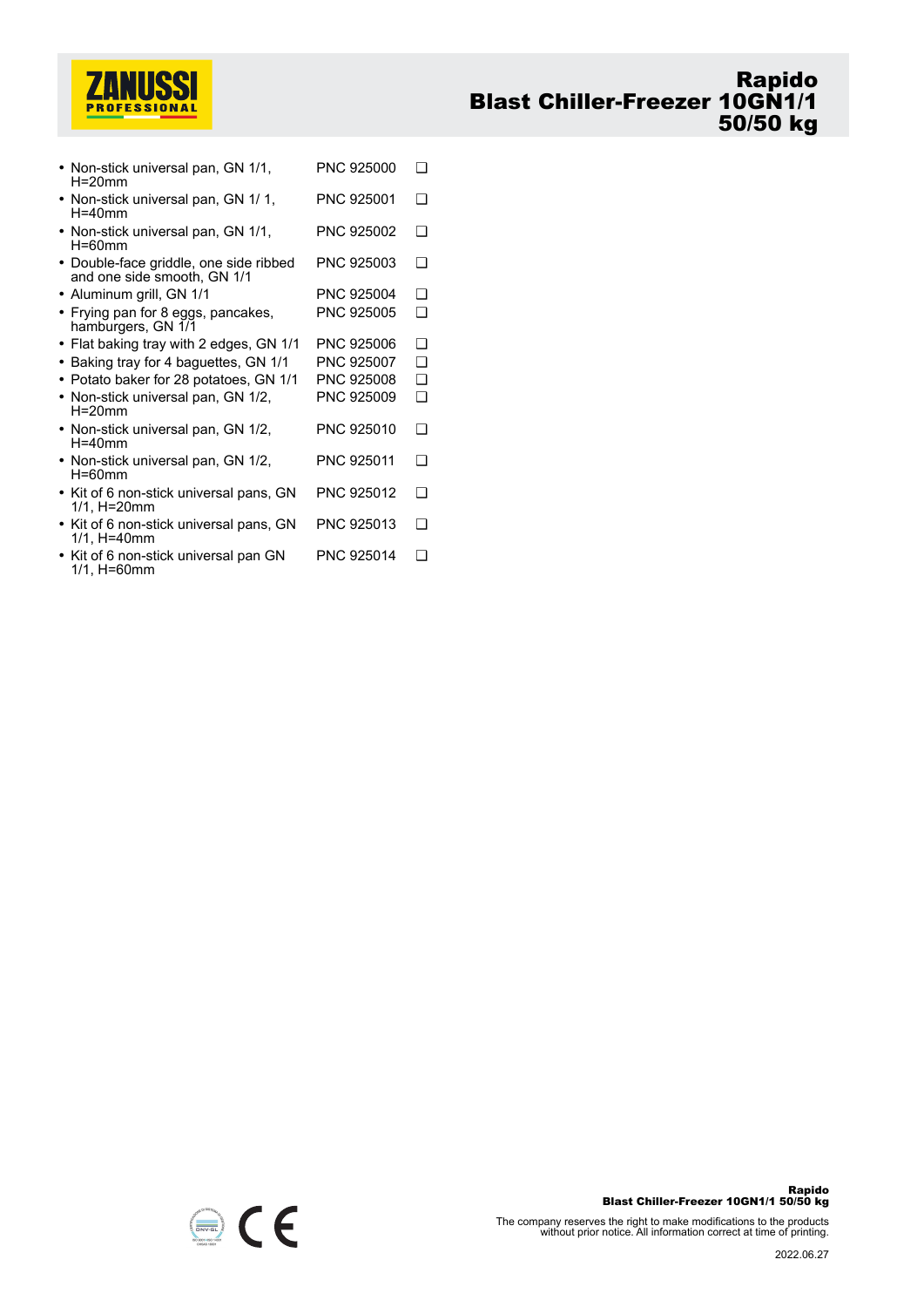- Non-stick universal pan, GN 1/1, H=20mm PNC 925000 ❑
- Non-stick universal pan, GN 1/ 1, H=40mm PNC 925001 ❑
- Non-stick universal pan, GN 1/1, H=60mm PNC 925002 ❑
- Double-face griddle, one side ribbed and one side smooth, GN 1/1 PNC 925003 ❑
- Aluminum grill, GN 1/1 PNC 925004 ❑
- Frying pan for 8 eggs, pancakes, hamburgers, GN 1/1 PNC 925005 ❑
- Flat baking tray with 2 edges, GN 1/1 PNC 925006 ❑
- Baking tray for 4 baguettes, GN 1/1 PNC 925007 ❑
- Potato baker for 28 potatoes, GN 1/1 PNC 925008 ❑
- Non-stick universal pan, GN 1/2, H=20mm PNC 925009 ❑
- Non-stick universal pan, GN 1/2, H=40mm PNC 925010 ❑
- Non-stick universal pan, GN 1/2, H=60mm PNC 925011 ❑
- Kit of 6 non-stick universal pans, GN 1/1, H=20mm PNC 925012 ❑
- Kit of 6 non-stick universal pans, GN 1/1, H=40mm PNC 925013 ❑
- Kit of 6 non-stick universal pan GN 1/1, H=60mm PNC 925014 ❑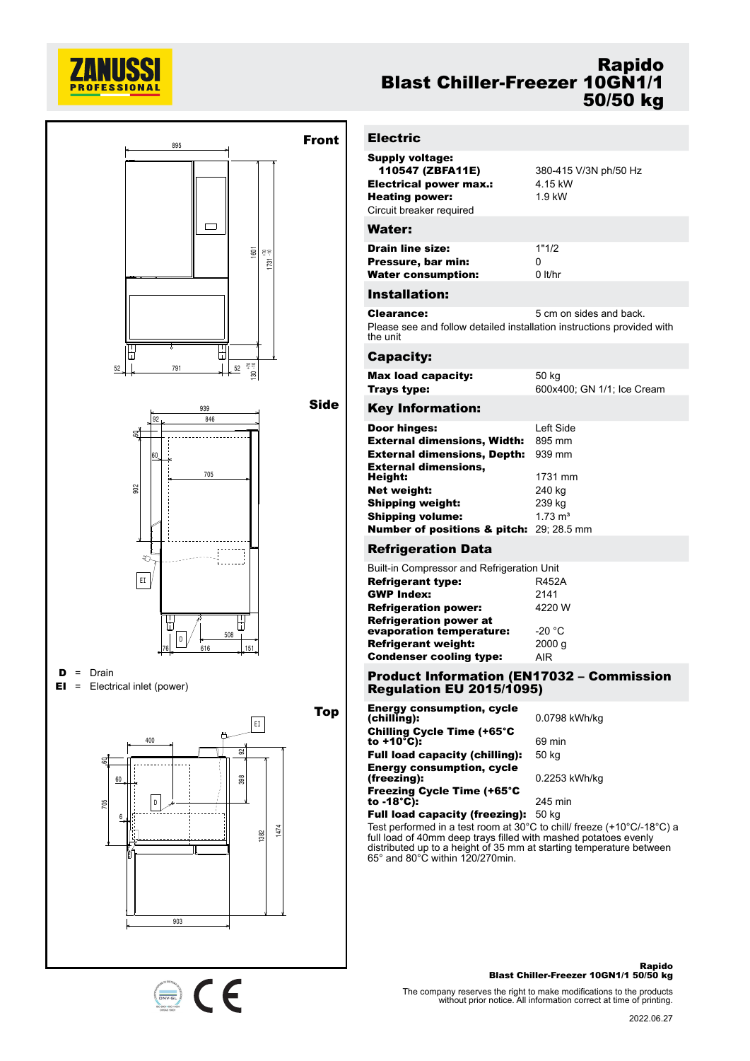# Rapido
# Blast Chiller-Freezer 10GN1/1 50/50 kg

**Front**

895

1601

1731 +70 -10

52 | 791 | 52

130 +70 -10

**Side**

939

92 | 846

60

60

705

902

EI

D

508

76 | 616 | 151

**D** = Drain
**EI** = Electrical inlet (power)

**Top**

EI

400

60

92

60

398

705

D

6

1382

1474

903

## Electric

| | |
|---|---|
| **Supply voltage:** | |
| **110547 (ZBFA11E)** | 380-415 V/3N ph/50 Hz |
| **Electrical power max.:** | 4.15 kW |
| **Heating power:** | 1.9 kW |
| Circuit breaker required | |

## Water:

| | |
|---|---|
| **Drain line size:** | 1"1/2 |
| **Pressure, bar min:** | 0 |
| **Water consumption:** | 0 lt/hr |

## Installation:

| | |
|---|---|
| **Clearance:** | 5 cm on sides and back. |

Please see and follow detailed installation instructions provided with the unit

## Capacity:

| | |
|---|---|
| **Max load capacity:** | 50 kg |
| **Trays type:** | 600x400; GN 1/1; Ice Cream |

## Key Information:

| | |
|---|---|
| **Door hinges:** | Left Side |
| **External dimensions, Width:** | 895 mm |
| **External dimensions, Depth:** | 939 mm |
| **External dimensions, Height:** | 1731 mm |
| **Net weight:** | 240 kg |
| **Shipping weight:** | 239 kg |
| **Shipping volume:** | 1.73 m³ |
| **Number of positions & pitch:** | 29; 28.5 mm |

## Refrigeration Data

Built-in Compressor and Refrigeration Unit

| | |
|---|---|
| **Refrigerant type:** | R452A |
| **GWP Index:** | 2141 |
| **Refrigeration power:** | 4220 W |
| **Refrigeration power at evaporation temperature:** | -20 °C |
| **Refrigerant weight:** | 2000 g |
| **Condenser cooling type:** | AIR |

## Product Information (EN17032 – Commission Regulation EU 2015/1095)

| | |
|---|---|
| **Energy consumption, cycle (chilling):** | 0.0798 kWh/kg |
| **Chilling Cycle Time (+65°C to +10°C):** | 69 min |
| **Full load capacity (chilling):** | 50 kg |
| **Energy consumption, cycle (freezing):** | 0.2253 kWh/kg |
| **Freezing Cycle Time (+65°C to -18°C):** | 245 min |
| **Full load capacity (freezing):** | 50 kg |

Test performed in a test room at 30°C to chill/ freeze (+10°C/-18°C) a full load of 40mm deep trays filled with mashed potatoes evenly distributed up to a height of 35 mm at starting temperature between 65° and 80°C within 120/270min.

**Rapido**
**Blast Chiller-Freezer 10GN1/1 50/50 kg**

The company reserves the right to make modifications to the products without prior notice. All information correct at time of printing.

2022.06.27